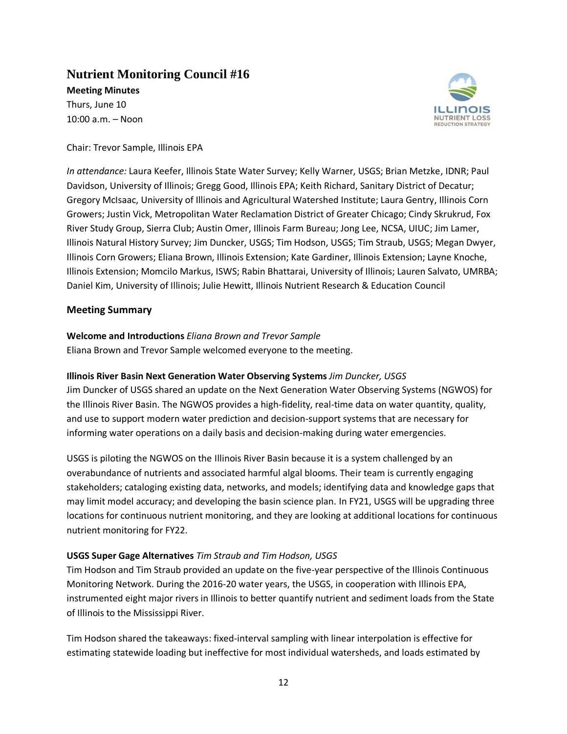# Nutrient Monitoring Council #16

**Meeting Minutes**
Thurs, June 10
10:00 a.m. – Noon

Chair: Trevor Sample, Illinois EPA

*In attendance:* Laura Keefer, Illinois State Water Survey; Kelly Warner, USGS; Brian Metzke, IDNR; Paul Davidson, University of Illinois; Gregg Good, Illinois EPA; Keith Richard, Sanitary District of Decatur; Gregory McIsaac, University of Illinois and Agricultural Watershed Institute; Laura Gentry, Illinois Corn Growers; Justin Vick, Metropolitan Water Reclamation District of Greater Chicago; Cindy Skrukrud, Fox River Study Group, Sierra Club; Austin Omer, Illinois Farm Bureau; Jong Lee, NCSA, UIUC; Jim Lamer, Illinois Natural History Survey; Jim Duncker, USGS; Tim Hodson, USGS; Tim Straub, USGS; Megan Dwyer, Illinois Corn Growers; Eliana Brown, Illinois Extension; Kate Gardiner, Illinois Extension; Layne Knoche, Illinois Extension; Momcilo Markus, ISWS; Rabin Bhattarai, University of Illinois; Lauren Salvato, UMRBA; Daniel Kim, University of Illinois; Julie Hewitt, Illinois Nutrient Research & Education Council

## Meeting Summary

**Welcome and Introductions** *Eliana Brown and Trevor Sample*
Eliana Brown and Trevor Sample welcomed everyone to the meeting.

**Illinois River Basin Next Generation Water Observing Systems** *Jim Duncker, USGS*
Jim Duncker of USGS shared an update on the Next Generation Water Observing Systems (NGWOS) for the Illinois River Basin. The NGWOS provides a high-fidelity, real-time data on water quantity, quality, and use to support modern water prediction and decision-support systems that are necessary for informing water operations on a daily basis and decision-making during water emergencies.

USGS is piloting the NGWOS on the Illinois River Basin because it is a system challenged by an overabundance of nutrients and associated harmful algal blooms. Their team is currently engaging stakeholders; cataloging existing data, networks, and models; identifying data and knowledge gaps that may limit model accuracy; and developing the basin science plan. In FY21, USGS will be upgrading three locations for continuous nutrient monitoring, and they are looking at additional locations for continuous nutrient monitoring for FY22.

**USGS Super Gage Alternatives** *Tim Straub and Tim Hodson, USGS*
Tim Hodson and Tim Straub provided an update on the five-year perspective of the Illinois Continuous Monitoring Network. During the 2016-20 water years, the USGS, in cooperation with Illinois EPA, instrumented eight major rivers in Illinois to better quantify nutrient and sediment loads from the State of Illinois to the Mississippi River.

Tim Hodson shared the takeaways: fixed-interval sampling with linear interpolation is effective for estimating statewide loading but ineffective for most individual watersheds, and loads estimated by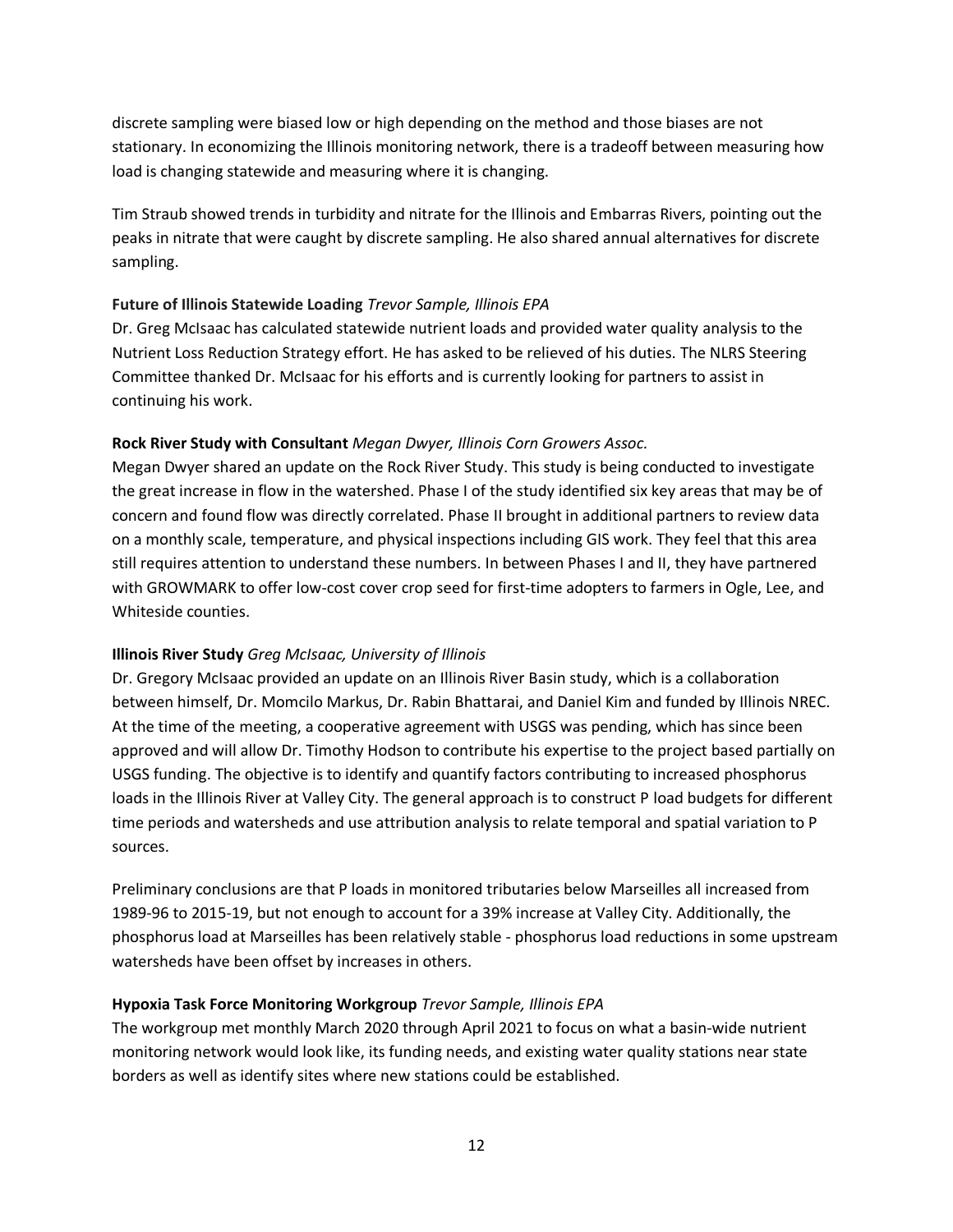discrete sampling were biased low or high depending on the method and those biases are not stationary. In economizing the Illinois monitoring network, there is a tradeoff between measuring how load is changing statewide and measuring where it is changing.

Tim Straub showed trends in turbidity and nitrate for the Illinois and Embarras Rivers, pointing out the peaks in nitrate that were caught by discrete sampling. He also shared annual alternatives for discrete sampling.

**Future of Illinois Statewide Loading** *Trevor Sample, Illinois EPA*

Dr. Greg McIsaac has calculated statewide nutrient loads and provided water quality analysis to the Nutrient Loss Reduction Strategy effort. He has asked to be relieved of his duties. The NLRS Steering Committee thanked Dr. McIsaac for his efforts and is currently looking for partners to assist in continuing his work.

**Rock River Study with Consultant** *Megan Dwyer, Illinois Corn Growers Assoc.*

Megan Dwyer shared an update on the Rock River Study. This study is being conducted to investigate the great increase in flow in the watershed. Phase I of the study identified six key areas that may be of concern and found flow was directly correlated. Phase II brought in additional partners to review data on a monthly scale, temperature, and physical inspections including GIS work. They feel that this area still requires attention to understand these numbers. In between Phases I and II, they have partnered with GROWMARK to offer low-cost cover crop seed for first-time adopters to farmers in Ogle, Lee, and Whiteside counties.

**Illinois River Study** *Greg McIsaac, University of Illinois*

Dr. Gregory McIsaac provided an update on an Illinois River Basin study, which is a collaboration between himself, Dr. Momcilo Markus, Dr. Rabin Bhattarai, and Daniel Kim and funded by Illinois NREC. At the time of the meeting, a cooperative agreement with USGS was pending, which has since been approved and will allow Dr. Timothy Hodson to contribute his expertise to the project based partially on USGS funding. The objective is to identify and quantify factors contributing to increased phosphorus loads in the Illinois River at Valley City. The general approach is to construct P load budgets for different time periods and watersheds and use attribution analysis to relate temporal and spatial variation to P sources.

Preliminary conclusions are that P loads in monitored tributaries below Marseilles all increased from 1989-96 to 2015-19, but not enough to account for a 39% increase at Valley City. Additionally, the phosphorus load at Marseilles has been relatively stable - phosphorus load reductions in some upstream watersheds have been offset by increases in others.

**Hypoxia Task Force Monitoring Workgroup** *Trevor Sample, Illinois EPA*

The workgroup met monthly March 2020 through April 2021 to focus on what a basin-wide nutrient monitoring network would look like, its funding needs, and existing water quality stations near state borders as well as identify sites where new stations could be established.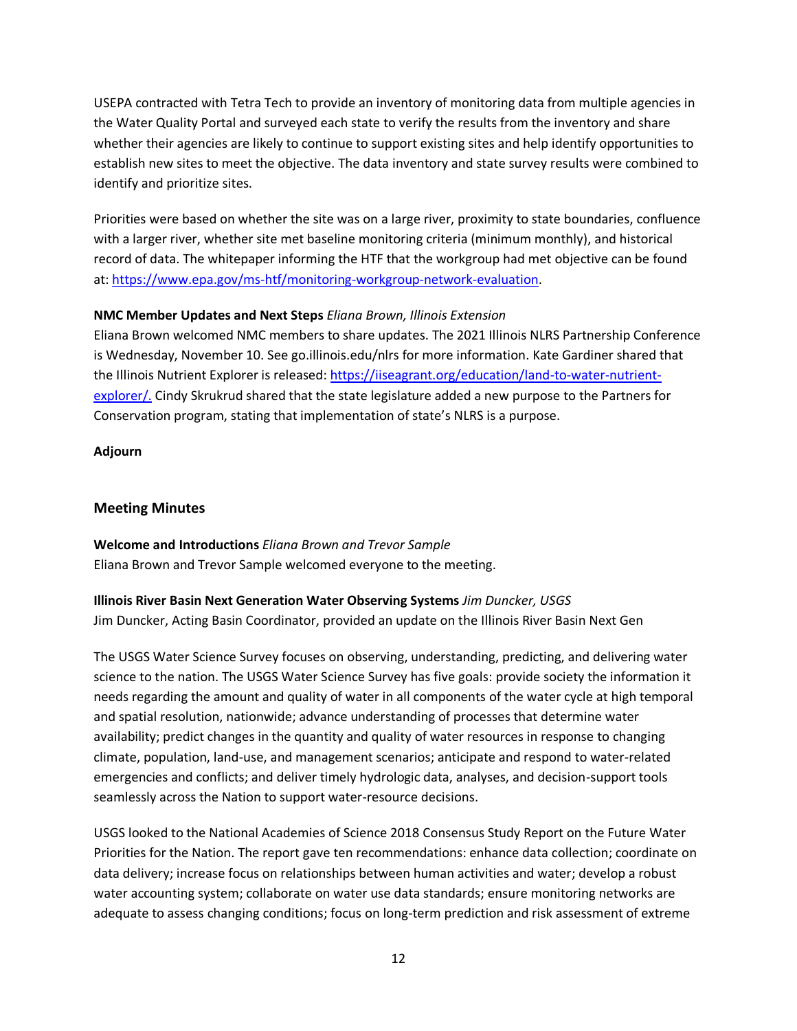USEPA contracted with Tetra Tech to provide an inventory of monitoring data from multiple agencies in the Water Quality Portal and surveyed each state to verify the results from the inventory and share whether their agencies are likely to continue to support existing sites and help identify opportunities to establish new sites to meet the objective. The data inventory and state survey results were combined to identify and prioritize sites.

Priorities were based on whether the site was on a large river, proximity to state boundaries, confluence with a larger river, whether site met baseline monitoring criteria (minimum monthly), and historical record of data. The whitepaper informing the HTF that the workgroup had met objective can be found at: [https://www.epa.gov/ms-htf/monitoring-workgroup-network-evaluation](https://www.epa.gov/ms-htf/monitoring-workgroup-network-evaluation).

**NMC Member Updates and Next Steps** *Eliana Brown, Illinois Extension*
Eliana Brown welcomed NMC members to share updates. The 2021 Illinois NLRS Partnership Conference is Wednesday, November 10. See go.illinois.edu/nlrs for more information. Kate Gardiner shared that the Illinois Nutrient Explorer is released: [https://iiseagrant.org/education/land-to-water-nutrient-explorer/.](https://iiseagrant.org/education/land-to-water-nutrient-explorer/) Cindy Skrukrud shared that the state legislature added a new purpose to the Partners for Conservation program, stating that implementation of state's NLRS is a purpose.

**Adjourn**

## Meeting Minutes

**Welcome and Introductions** *Eliana Brown and Trevor Sample*
Eliana Brown and Trevor Sample welcomed everyone to the meeting.

**Illinois River Basin Next Generation Water Observing Systems** *Jim Duncker, USGS*
Jim Duncker, Acting Basin Coordinator, provided an update on the Illinois River Basin Next Gen

The USGS Water Science Survey focuses on observing, understanding, predicting, and delivering water science to the nation. The USGS Water Science Survey has five goals: provide society the information it needs regarding the amount and quality of water in all components of the water cycle at high temporal and spatial resolution, nationwide; advance understanding of processes that determine water availability; predict changes in the quantity and quality of water resources in response to changing climate, population, land-use, and management scenarios; anticipate and respond to water-related emergencies and conflicts; and deliver timely hydrologic data, analyses, and decision-support tools seamlessly across the Nation to support water-resource decisions.

USGS looked to the National Academies of Science 2018 Consensus Study Report on the Future Water Priorities for the Nation. The report gave ten recommendations: enhance data collection; coordinate on data delivery; increase focus on relationships between human activities and water; develop a robust water accounting system; collaborate on water use data standards; ensure monitoring networks are adequate to assess changing conditions; focus on long-term prediction and risk assessment of extreme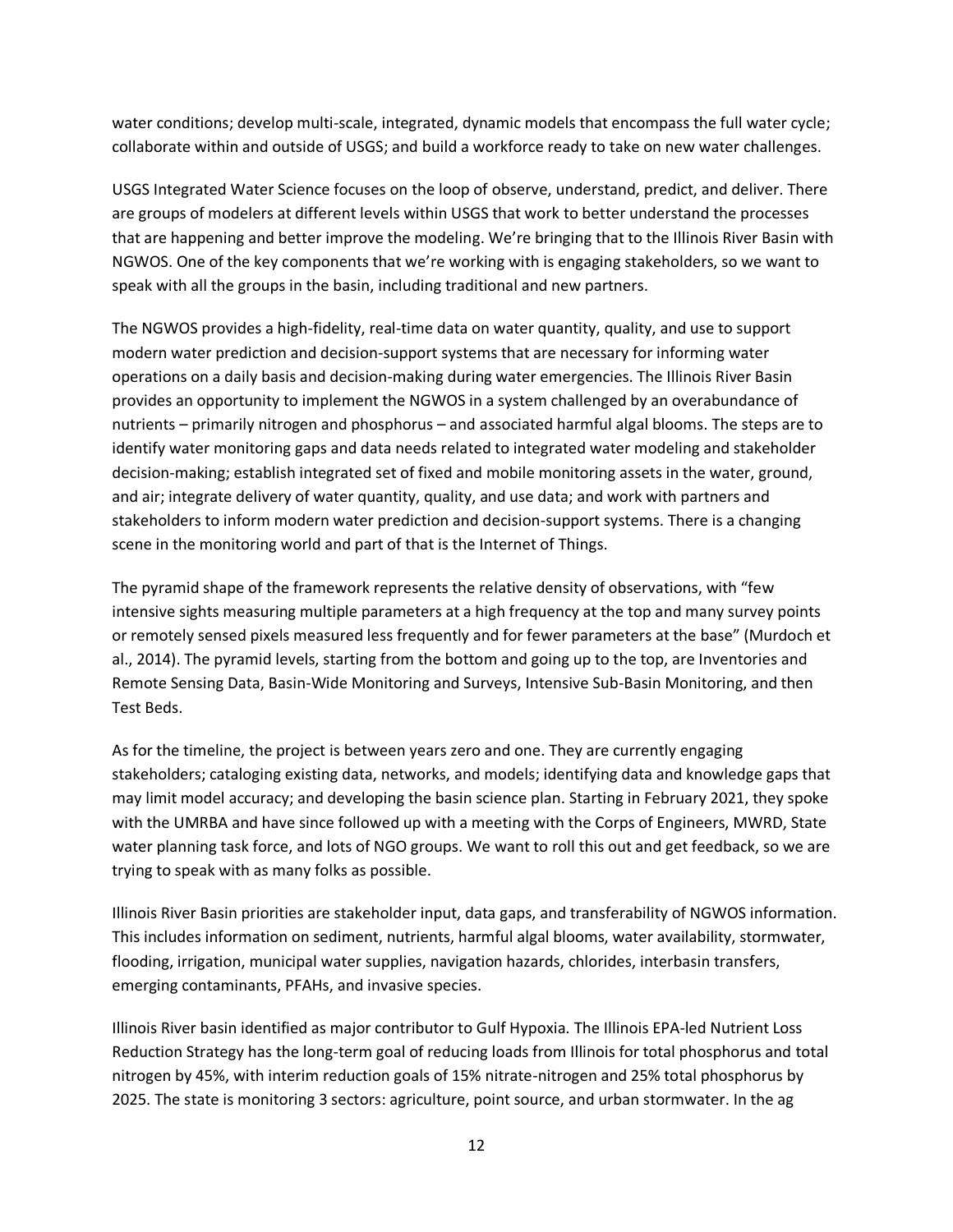water conditions; develop multi-scale, integrated, dynamic models that encompass the full water cycle; collaborate within and outside of USGS; and build a workforce ready to take on new water challenges.

USGS Integrated Water Science focuses on the loop of observe, understand, predict, and deliver. There are groups of modelers at different levels within USGS that work to better understand the processes that are happening and better improve the modeling. We're bringing that to the Illinois River Basin with NGWOS. One of the key components that we're working with is engaging stakeholders, so we want to speak with all the groups in the basin, including traditional and new partners.

The NGWOS provides a high-fidelity, real-time data on water quantity, quality, and use to support modern water prediction and decision-support systems that are necessary for informing water operations on a daily basis and decision-making during water emergencies. The Illinois River Basin provides an opportunity to implement the NGWOS in a system challenged by an overabundance of nutrients – primarily nitrogen and phosphorus – and associated harmful algal blooms. The steps are to identify water monitoring gaps and data needs related to integrated water modeling and stakeholder decision-making; establish integrated set of fixed and mobile monitoring assets in the water, ground, and air; integrate delivery of water quantity, quality, and use data; and work with partners and stakeholders to inform modern water prediction and decision-support systems. There is a changing scene in the monitoring world and part of that is the Internet of Things.

The pyramid shape of the framework represents the relative density of observations, with "few intensive sights measuring multiple parameters at a high frequency at the top and many survey points or remotely sensed pixels measured less frequently and for fewer parameters at the base" (Murdoch et al., 2014). The pyramid levels, starting from the bottom and going up to the top, are Inventories and Remote Sensing Data, Basin-Wide Monitoring and Surveys, Intensive Sub-Basin Monitoring, and then Test Beds.

As for the timeline, the project is between years zero and one. They are currently engaging stakeholders; cataloging existing data, networks, and models; identifying data and knowledge gaps that may limit model accuracy; and developing the basin science plan. Starting in February 2021, they spoke with the UMRBA and have since followed up with a meeting with the Corps of Engineers, MWRD, State water planning task force, and lots of NGO groups. We want to roll this out and get feedback, so we are trying to speak with as many folks as possible.

Illinois River Basin priorities are stakeholder input, data gaps, and transferability of NGWOS information. This includes information on sediment, nutrients, harmful algal blooms, water availability, stormwater, flooding, irrigation, municipal water supplies, navigation hazards, chlorides, interbasin transfers, emerging contaminants, PFAHs, and invasive species.

Illinois River basin identified as major contributor to Gulf Hypoxia. The Illinois EPA-led Nutrient Loss Reduction Strategy has the long-term goal of reducing loads from Illinois for total phosphorus and total nitrogen by 45%, with interim reduction goals of 15% nitrate-nitrogen and 25% total phosphorus by 2025. The state is monitoring 3 sectors: agriculture, point source, and urban stormwater. In the ag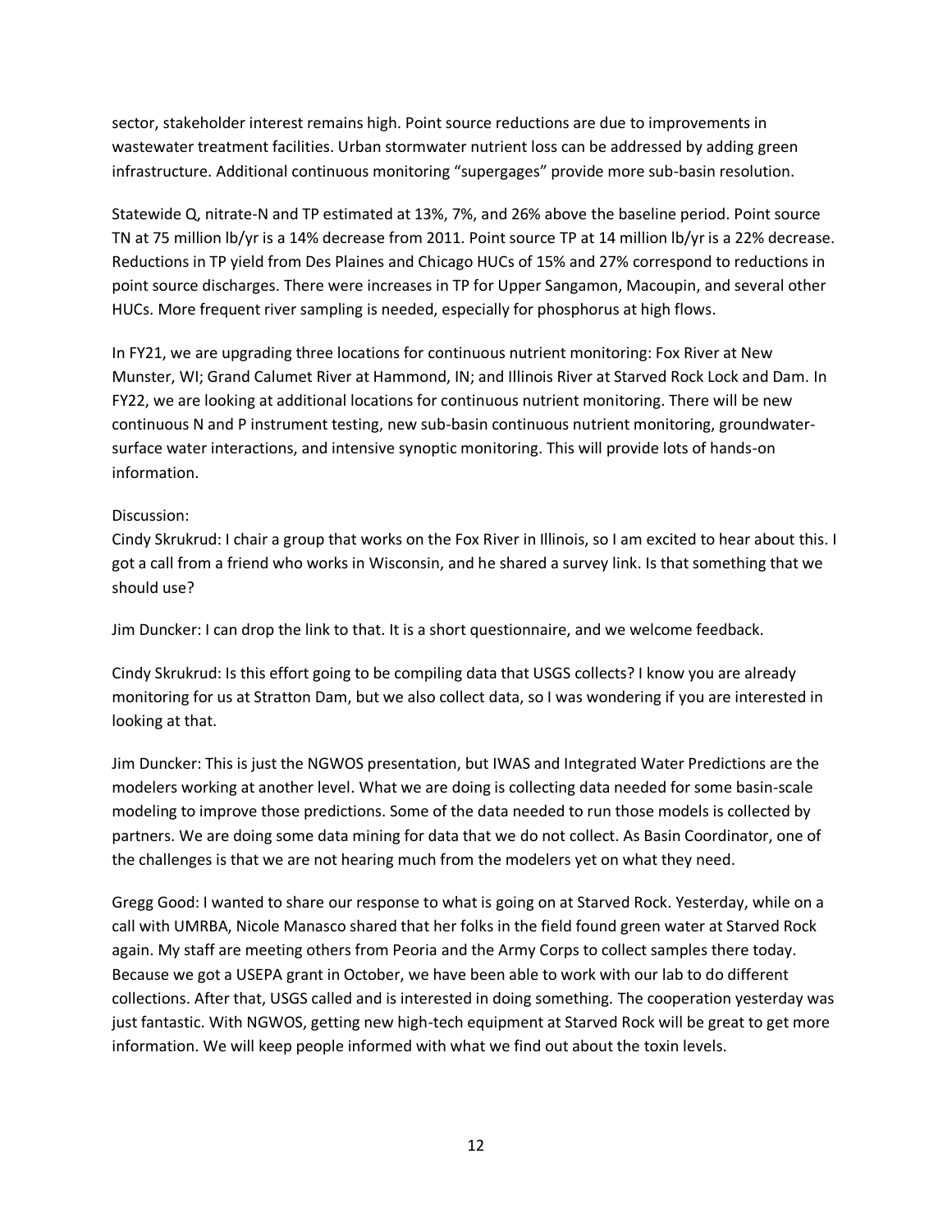sector, stakeholder interest remains high. Point source reductions are due to improvements in wastewater treatment facilities. Urban stormwater nutrient loss can be addressed by adding green infrastructure. Additional continuous monitoring "supergages" provide more sub-basin resolution.

Statewide Q, nitrate-N and TP estimated at 13%, 7%, and 26% above the baseline period. Point source TN at 75 million lb/yr is a 14% decrease from 2011. Point source TP at 14 million lb/yr is a 22% decrease. Reductions in TP yield from Des Plaines and Chicago HUCs of 15% and 27% correspond to reductions in point source discharges. There were increases in TP for Upper Sangamon, Macoupin, and several other HUCs. More frequent river sampling is needed, especially for phosphorus at high flows.

In FY21, we are upgrading three locations for continuous nutrient monitoring: Fox River at New Munster, WI; Grand Calumet River at Hammond, IN; and Illinois River at Starved Rock Lock and Dam. In FY22, we are looking at additional locations for continuous nutrient monitoring. There will be new continuous N and P instrument testing, new sub-basin continuous nutrient monitoring, groundwater-surface water interactions, and intensive synoptic monitoring. This will provide lots of hands-on information.

Discussion:

Cindy Skrukrud: I chair a group that works on the Fox River in Illinois, so I am excited to hear about this. I got a call from a friend who works in Wisconsin, and he shared a survey link. Is that something that we should use?

Jim Duncker: I can drop the link to that. It is a short questionnaire, and we welcome feedback.

Cindy Skrukrud: Is this effort going to be compiling data that USGS collects? I know you are already monitoring for us at Stratton Dam, but we also collect data, so I was wondering if you are interested in looking at that.

Jim Duncker: This is just the NGWOS presentation, but IWAS and Integrated Water Predictions are the modelers working at another level. What we are doing is collecting data needed for some basin-scale modeling to improve those predictions. Some of the data needed to run those models is collected by partners. We are doing some data mining for data that we do not collect. As Basin Coordinator, one of the challenges is that we are not hearing much from the modelers yet on what they need.

Gregg Good: I wanted to share our response to what is going on at Starved Rock. Yesterday, while on a call with UMRBA, Nicole Manasco shared that her folks in the field found green water at Starved Rock again. My staff are meeting others from Peoria and the Army Corps to collect samples there today. Because we got a USEPA grant in October, we have been able to work with our lab to do different collections. After that, USGS called and is interested in doing something. The cooperation yesterday was just fantastic. With NGWOS, getting new high-tech equipment at Starved Rock will be great to get more information. We will keep people informed with what we find out about the toxin levels.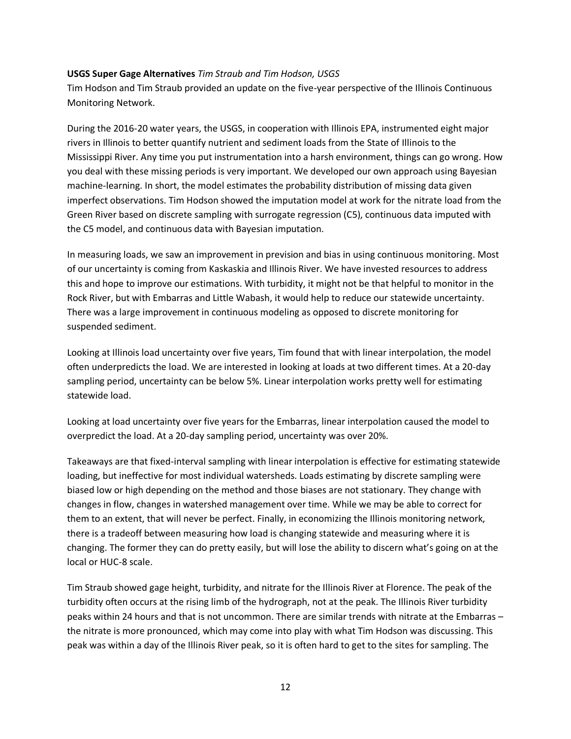**USGS Super Gage Alternatives** *Tim Straub and Tim Hodson, USGS*

Tim Hodson and Tim Straub provided an update on the five-year perspective of the Illinois Continuous Monitoring Network.

During the 2016-20 water years, the USGS, in cooperation with Illinois EPA, instrumented eight major rivers in Illinois to better quantify nutrient and sediment loads from the State of Illinois to the Mississippi River. Any time you put instrumentation into a harsh environment, things can go wrong. How you deal with these missing periods is very important. We developed our own approach using Bayesian machine-learning. In short, the model estimates the probability distribution of missing data given imperfect observations. Tim Hodson showed the imputation model at work for the nitrate load from the Green River based on discrete sampling with surrogate regression (C5), continuous data imputed with the C5 model, and continuous data with Bayesian imputation.

In measuring loads, we saw an improvement in prevision and bias in using continuous monitoring. Most of our uncertainty is coming from Kaskaskia and Illinois River. We have invested resources to address this and hope to improve our estimations. With turbidity, it might not be that helpful to monitor in the Rock River, but with Embarras and Little Wabash, it would help to reduce our statewide uncertainty. There was a large improvement in continuous modeling as opposed to discrete monitoring for suspended sediment.

Looking at Illinois load uncertainty over five years, Tim found that with linear interpolation, the model often underpredicts the load. We are interested in looking at loads at two different times. At a 20-day sampling period, uncertainty can be below 5%. Linear interpolation works pretty well for estimating statewide load.

Looking at load uncertainty over five years for the Embarras, linear interpolation caused the model to overpredict the load. At a 20-day sampling period, uncertainty was over 20%.

Takeaways are that fixed-interval sampling with linear interpolation is effective for estimating statewide loading, but ineffective for most individual watersheds. Loads estimating by discrete sampling were biased low or high depending on the method and those biases are not stationary. They change with changes in flow, changes in watershed management over time. While we may be able to correct for them to an extent, that will never be perfect. Finally, in economizing the Illinois monitoring network, there is a tradeoff between measuring how load is changing statewide and measuring where it is changing. The former they can do pretty easily, but will lose the ability to discern what's going on at the local or HUC-8 scale.

Tim Straub showed gage height, turbidity, and nitrate for the Illinois River at Florence. The peak of the turbidity often occurs at the rising limb of the hydrograph, not at the peak. The Illinois River turbidity peaks within 24 hours and that is not uncommon. There are similar trends with nitrate at the Embarras – the nitrate is more pronounced, which may come into play with what Tim Hodson was discussing. This peak was within a day of the Illinois River peak, so it is often hard to get to the sites for sampling. The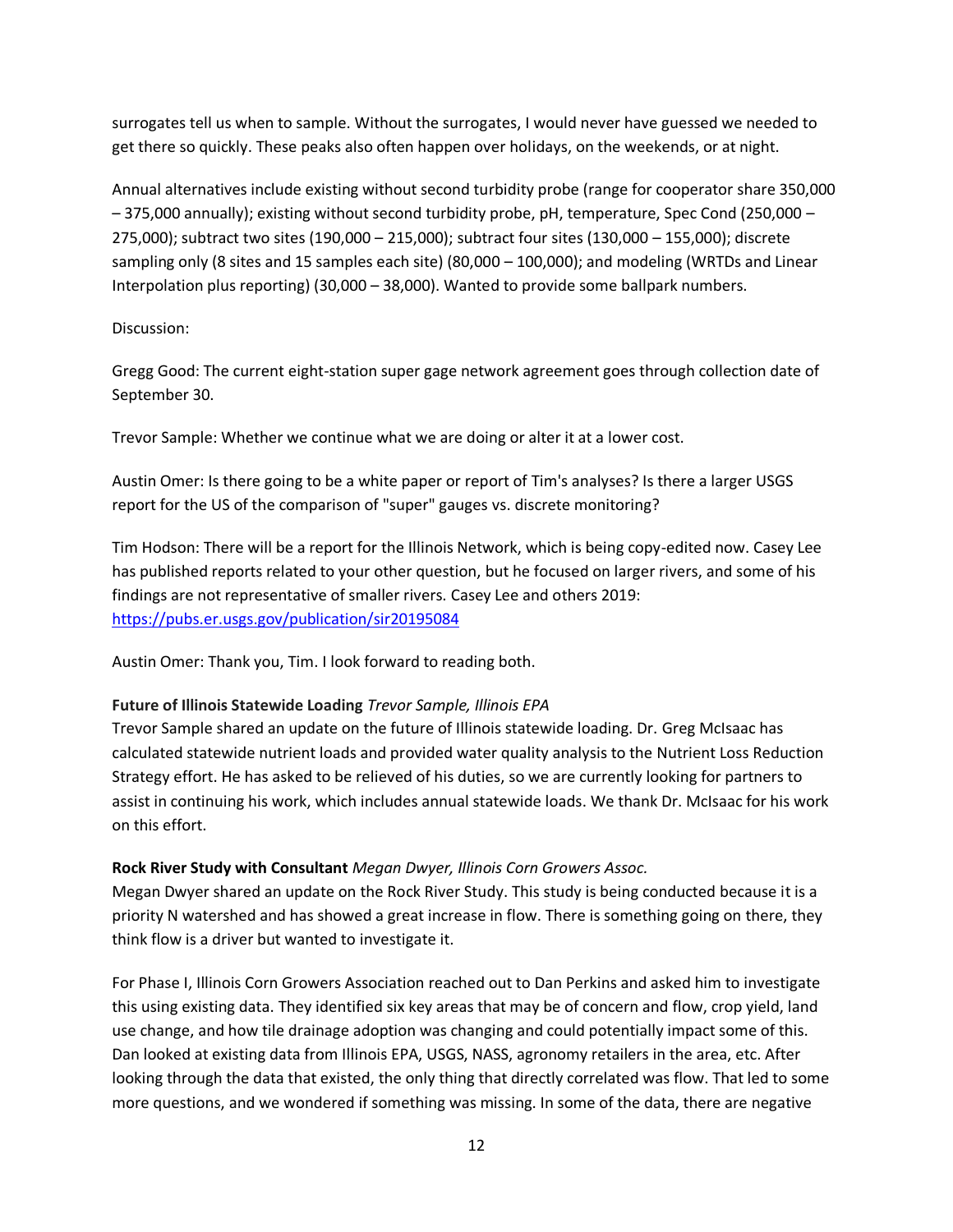surrogates tell us when to sample. Without the surrogates, I would never have guessed we needed to get there so quickly. These peaks also often happen over holidays, on the weekends, or at night.

Annual alternatives include existing without second turbidity probe (range for cooperator share 350,000 – 375,000 annually); existing without second turbidity probe, pH, temperature, Spec Cond (250,000 – 275,000); subtract two sites (190,000 – 215,000); subtract four sites (130,000 – 155,000); discrete sampling only (8 sites and 15 samples each site) (80,000 – 100,000); and modeling (WRTDs and Linear Interpolation plus reporting) (30,000 – 38,000). Wanted to provide some ballpark numbers.

Discussion:

Gregg Good: The current eight-station super gage network agreement goes through collection date of September 30.

Trevor Sample: Whether we continue what we are doing or alter it at a lower cost.

Austin Omer: Is there going to be a white paper or report of Tim's analyses? Is there a larger USGS report for the US of the comparison of "super" gauges vs. discrete monitoring?

Tim Hodson: There will be a report for the Illinois Network, which is being copy-edited now. Casey Lee has published reports related to your other question, but he focused on larger rivers, and some of his findings are not representative of smaller rivers. Casey Lee and others 2019: https://pubs.er.usgs.gov/publication/sir20195084

Austin Omer: Thank you, Tim. I look forward to reading both.

**Future of Illinois Statewide Loading** *Trevor Sample, Illinois EPA*
Trevor Sample shared an update on the future of Illinois statewide loading. Dr. Greg McIsaac has calculated statewide nutrient loads and provided water quality analysis to the Nutrient Loss Reduction Strategy effort. He has asked to be relieved of his duties, so we are currently looking for partners to assist in continuing his work, which includes annual statewide loads. We thank Dr. McIsaac for his work on this effort.

**Rock River Study with Consultant** *Megan Dwyer, Illinois Corn Growers Assoc.*
Megan Dwyer shared an update on the Rock River Study. This study is being conducted because it is a priority N watershed and has showed a great increase in flow. There is something going on there, they think flow is a driver but wanted to investigate it.

For Phase I, Illinois Corn Growers Association reached out to Dan Perkins and asked him to investigate this using existing data. They identified six key areas that may be of concern and flow, crop yield, land use change, and how tile drainage adoption was changing and could potentially impact some of this. Dan looked at existing data from Illinois EPA, USGS, NASS, agronomy retailers in the area, etc. After looking through the data that existed, the only thing that directly correlated was flow. That led to some more questions, and we wondered if something was missing. In some of the data, there are negative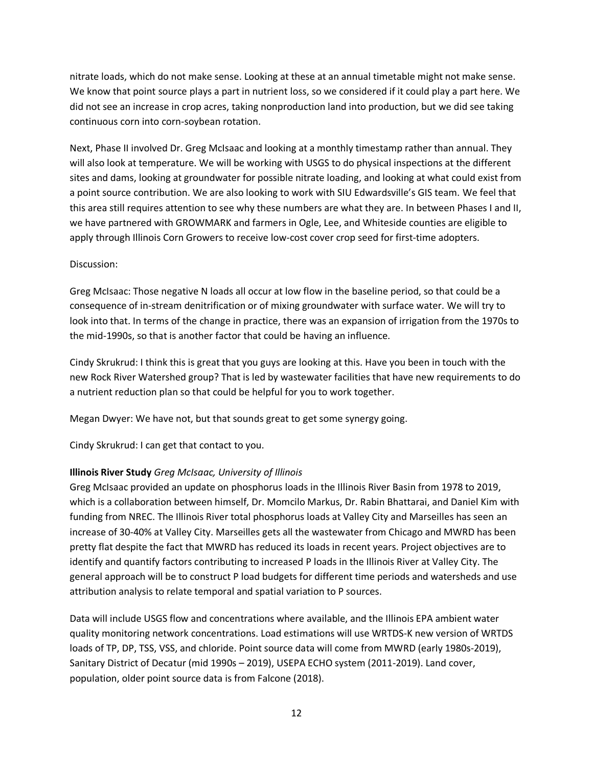nitrate loads, which do not make sense. Looking at these at an annual timetable might not make sense. We know that point source plays a part in nutrient loss, so we considered if it could play a part here. We did not see an increase in crop acres, taking nonproduction land into production, but we did see taking continuous corn into corn-soybean rotation.

Next, Phase II involved Dr. Greg McIsaac and looking at a monthly timestamp rather than annual. They will also look at temperature. We will be working with USGS to do physical inspections at the different sites and dams, looking at groundwater for possible nitrate loading, and looking at what could exist from a point source contribution. We are also looking to work with SIU Edwardsville's GIS team. We feel that this area still requires attention to see why these numbers are what they are. In between Phases I and II, we have partnered with GROWMARK and farmers in Ogle, Lee, and Whiteside counties are eligible to apply through Illinois Corn Growers to receive low-cost cover crop seed for first-time adopters.

Discussion:

Greg McIsaac: Those negative N loads all occur at low flow in the baseline period, so that could be a consequence of in-stream denitrification or of mixing groundwater with surface water. We will try to look into that. In terms of the change in practice, there was an expansion of irrigation from the 1970s to the mid-1990s, so that is another factor that could be having an influence.

Cindy Skrukrud: I think this is great that you guys are looking at this. Have you been in touch with the new Rock River Watershed group? That is led by wastewater facilities that have new requirements to do a nutrient reduction plan so that could be helpful for you to work together.

Megan Dwyer: We have not, but that sounds great to get some synergy going.

Cindy Skrukrud: I can get that contact to you.

**Illinois River Study** *Greg McIsaac, University of Illinois*

Greg McIsaac provided an update on phosphorus loads in the Illinois River Basin from 1978 to 2019, which is a collaboration between himself, Dr. Momcilo Markus, Dr. Rabin Bhattarai, and Daniel Kim with funding from NREC. The Illinois River total phosphorus loads at Valley City and Marseilles has seen an increase of 30-40% at Valley City. Marseilles gets all the wastewater from Chicago and MWRD has been pretty flat despite the fact that MWRD has reduced its loads in recent years. Project objectives are to identify and quantify factors contributing to increased P loads in the Illinois River at Valley City. The general approach will be to construct P load budgets for different time periods and watersheds and use attribution analysis to relate temporal and spatial variation to P sources.

Data will include USGS flow and concentrations where available, and the Illinois EPA ambient water quality monitoring network concentrations. Load estimations will use WRTDS-K new version of WRTDS loads of TP, DP, TSS, VSS, and chloride. Point source data will come from MWRD (early 1980s-2019), Sanitary District of Decatur (mid 1990s – 2019), USEPA ECHO system (2011-2019). Land cover, population, older point source data is from Falcone (2018).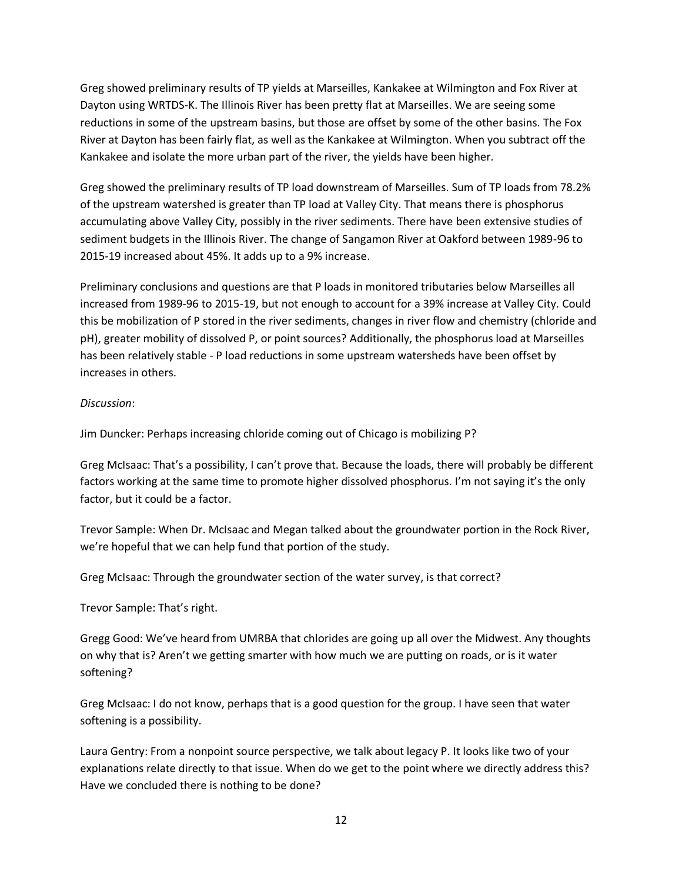Greg showed preliminary results of TP yields at Marseilles, Kankakee at Wilmington and Fox River at Dayton using WRTDS-K. The Illinois River has been pretty flat at Marseilles. We are seeing some reductions in some of the upstream basins, but those are offset by some of the other basins. The Fox River at Dayton has been fairly flat, as well as the Kankakee at Wilmington. When you subtract off the Kankakee and isolate the more urban part of the river, the yields have been higher.

Greg showed the preliminary results of TP load downstream of Marseilles. Sum of TP loads from 78.2% of the upstream watershed is greater than TP load at Valley City. That means there is phosphorus accumulating above Valley City, possibly in the river sediments. There have been extensive studies of sediment budgets in the Illinois River. The change of Sangamon River at Oakford between 1989-96 to 2015-19 increased about 45%. It adds up to a 9% increase.

Preliminary conclusions and questions are that P loads in monitored tributaries below Marseilles all increased from 1989-96 to 2015-19, but not enough to account for a 39% increase at Valley City. Could this be mobilization of P stored in the river sediments, changes in river flow and chemistry (chloride and pH), greater mobility of dissolved P, or point sources? Additionally, the phosphorus load at Marseilles has been relatively stable - P load reductions in some upstream watersheds have been offset by increases in others.

*Discussion*:

Jim Duncker: Perhaps increasing chloride coming out of Chicago is mobilizing P?

Greg McIsaac: That's a possibility, I can't prove that. Because the loads, there will probably be different factors working at the same time to promote higher dissolved phosphorus. I'm not saying it's the only factor, but it could be a factor.

Trevor Sample: When Dr. McIsaac and Megan talked about the groundwater portion in the Rock River, we're hopeful that we can help fund that portion of the study.

Greg McIsaac: Through the groundwater section of the water survey, is that correct?

Trevor Sample: That's right.

Gregg Good: We've heard from UMRBA that chlorides are going up all over the Midwest. Any thoughts on why that is? Aren't we getting smarter with how much we are putting on roads, or is it water softening?

Greg McIsaac: I do not know, perhaps that is a good question for the group. I have seen that water softening is a possibility.

Laura Gentry: From a nonpoint source perspective, we talk about legacy P. It looks like two of your explanations relate directly to that issue. When do we get to the point where we directly address this? Have we concluded there is nothing to be done?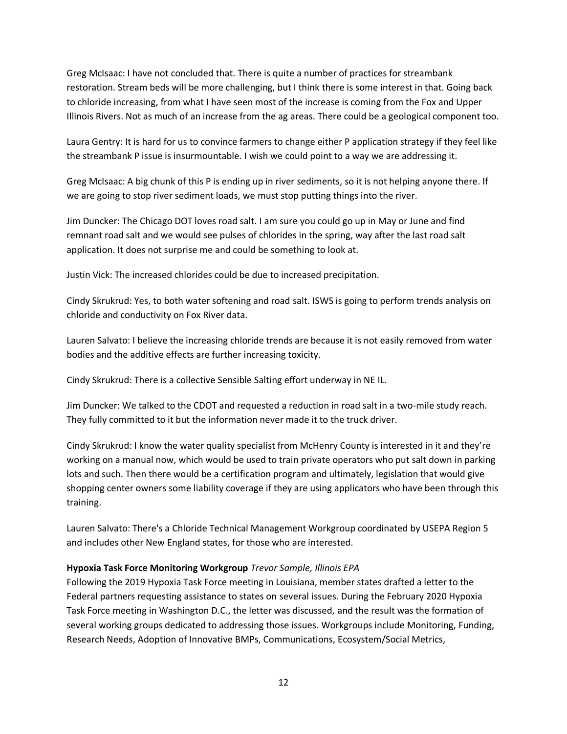Greg McIsaac: I have not concluded that. There is quite a number of practices for streambank restoration. Stream beds will be more challenging, but I think there is some interest in that. Going back to chloride increasing, from what I have seen most of the increase is coming from the Fox and Upper Illinois Rivers. Not as much of an increase from the ag areas. There could be a geological component too.

Laura Gentry: It is hard for us to convince farmers to change either P application strategy if they feel like the streambank P issue is insurmountable. I wish we could point to a way we are addressing it.

Greg McIsaac: A big chunk of this P is ending up in river sediments, so it is not helping anyone there. If we are going to stop river sediment loads, we must stop putting things into the river.

Jim Duncker: The Chicago DOT loves road salt. I am sure you could go up in May or June and find remnant road salt and we would see pulses of chlorides in the spring, way after the last road salt application. It does not surprise me and could be something to look at.

Justin Vick: The increased chlorides could be due to increased precipitation.

Cindy Skrukrud: Yes, to both water softening and road salt. ISWS is going to perform trends analysis on chloride and conductivity on Fox River data.

Lauren Salvato: I believe the increasing chloride trends are because it is not easily removed from water bodies and the additive effects are further increasing toxicity.

Cindy Skrukrud: There is a collective Sensible Salting effort underway in NE IL.

Jim Duncker: We talked to the CDOT and requested a reduction in road salt in a two-mile study reach. They fully committed to it but the information never made it to the truck driver.

Cindy Skrukrud: I know the water quality specialist from McHenry County is interested in it and they're working on a manual now, which would be used to train private operators who put salt down in parking lots and such. Then there would be a certification program and ultimately, legislation that would give shopping center owners some liability coverage if they are using applicators who have been through this training.

Lauren Salvato: There's a Chloride Technical Management Workgroup coordinated by USEPA Region 5 and includes other New England states, for those who are interested.

**Hypoxia Task Force Monitoring Workgroup** *Trevor Sample, Illinois EPA*
Following the 2019 Hypoxia Task Force meeting in Louisiana, member states drafted a letter to the Federal partners requesting assistance to states on several issues. During the February 2020 Hypoxia Task Force meeting in Washington D.C., the letter was discussed, and the result was the formation of several working groups dedicated to addressing those issues. Workgroups include Monitoring, Funding, Research Needs, Adoption of Innovative BMPs, Communications, Ecosystem/Social Metrics,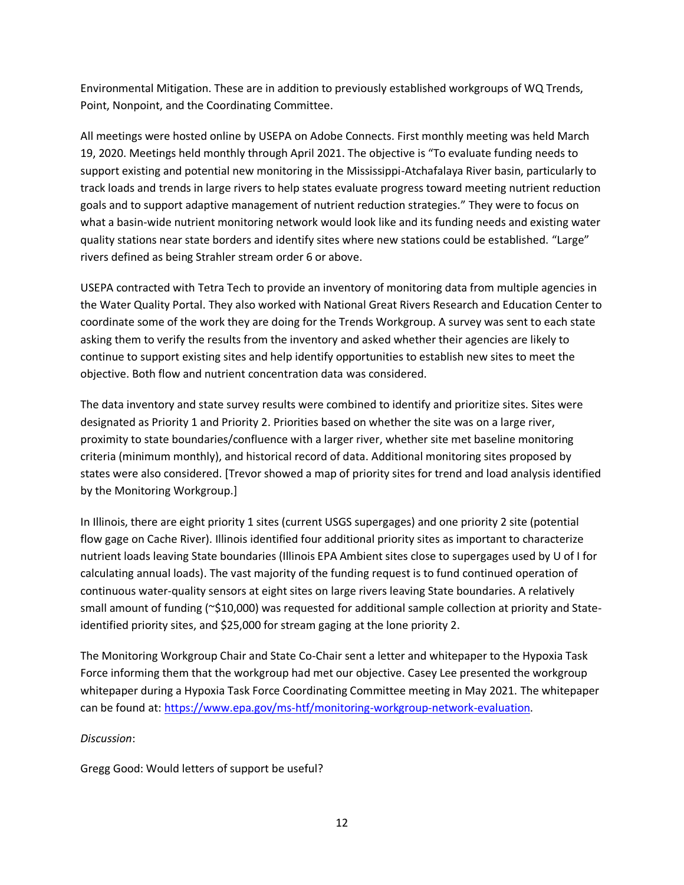Environmental Mitigation. These are in addition to previously established workgroups of WQ Trends, Point, Nonpoint, and the Coordinating Committee.

All meetings were hosted online by USEPA on Adobe Connects. First monthly meeting was held March 19, 2020. Meetings held monthly through April 2021. The objective is "To evaluate funding needs to support existing and potential new monitoring in the Mississippi-Atchafalaya River basin, particularly to track loads and trends in large rivers to help states evaluate progress toward meeting nutrient reduction goals and to support adaptive management of nutrient reduction strategies." They were to focus on what a basin-wide nutrient monitoring network would look like and its funding needs and existing water quality stations near state borders and identify sites where new stations could be established. "Large" rivers defined as being Strahler stream order 6 or above.

USEPA contracted with Tetra Tech to provide an inventory of monitoring data from multiple agencies in the Water Quality Portal. They also worked with National Great Rivers Research and Education Center to coordinate some of the work they are doing for the Trends Workgroup. A survey was sent to each state asking them to verify the results from the inventory and asked whether their agencies are likely to continue to support existing sites and help identify opportunities to establish new sites to meet the objective. Both flow and nutrient concentration data was considered.

The data inventory and state survey results were combined to identify and prioritize sites. Sites were designated as Priority 1 and Priority 2. Priorities based on whether the site was on a large river, proximity to state boundaries/confluence with a larger river, whether site met baseline monitoring criteria (minimum monthly), and historical record of data. Additional monitoring sites proposed by states were also considered. [Trevor showed a map of priority sites for trend and load analysis identified by the Monitoring Workgroup.]

In Illinois, there are eight priority 1 sites (current USGS supergages) and one priority 2 site (potential flow gage on Cache River). Illinois identified four additional priority sites as important to characterize nutrient loads leaving State boundaries (Illinois EPA Ambient sites close to supergages used by U of I for calculating annual loads). The vast majority of the funding request is to fund continued operation of continuous water-quality sensors at eight sites on large rivers leaving State boundaries. A relatively small amount of funding (~$10,000) was requested for additional sample collection at priority and State-identified priority sites, and $25,000 for stream gaging at the lone priority 2.

The Monitoring Workgroup Chair and State Co-Chair sent a letter and whitepaper to the Hypoxia Task Force informing them that the workgroup had met our objective. Casey Lee presented the workgroup whitepaper during a Hypoxia Task Force Coordinating Committee meeting in May 2021. The whitepaper can be found at: https://www.epa.gov/ms-htf/monitoring-workgroup-network-evaluation.

*Discussion*:

Gregg Good: Would letters of support be useful?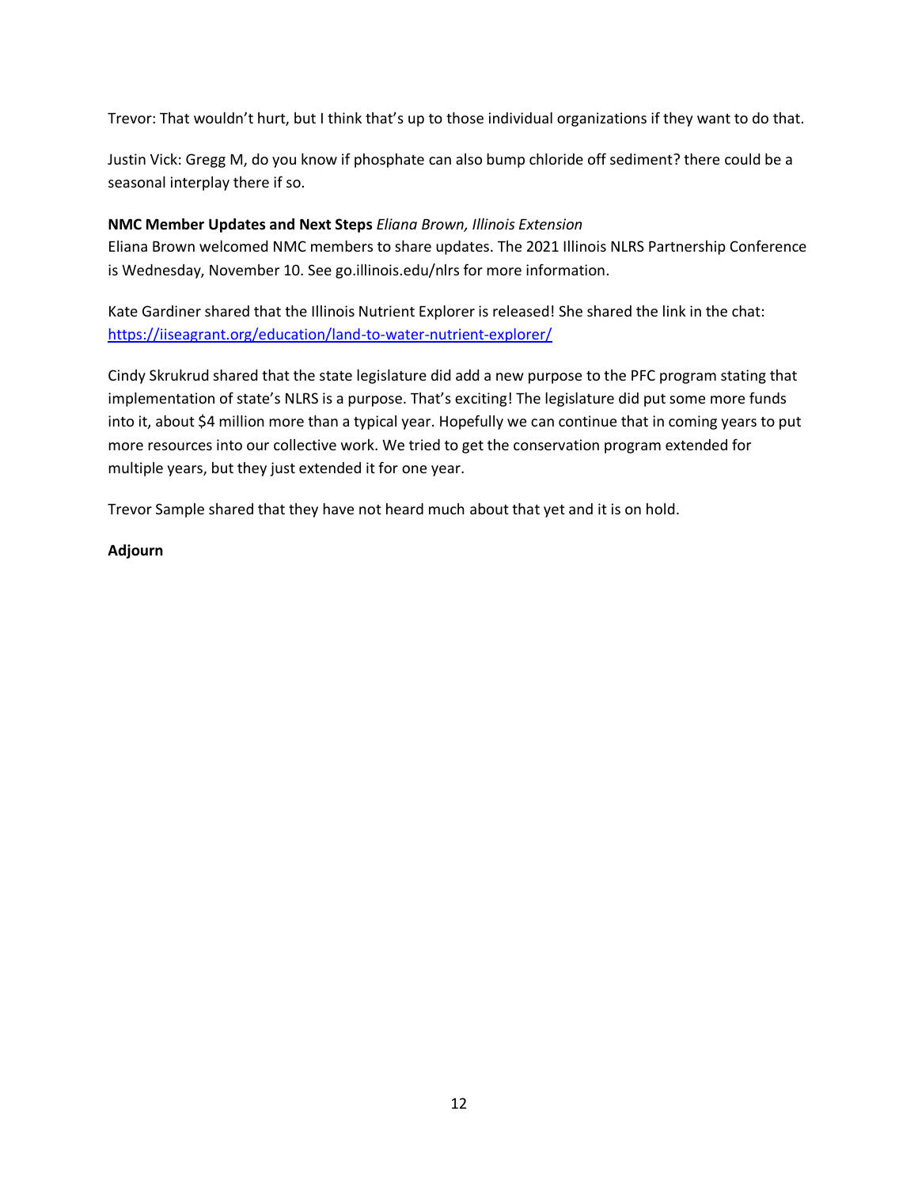Trevor: That wouldn't hurt, but I think that's up to those individual organizations if they want to do that.

Justin Vick: Gregg M, do you know if phosphate can also bump chloride off sediment? there could be a seasonal interplay there if so.

**NMC Member Updates and Next Steps** *Eliana Brown, Illinois Extension*

Eliana Brown welcomed NMC members to share updates. The 2021 Illinois NLRS Partnership Conference is Wednesday, November 10. See go.illinois.edu/nlrs for more information.

Kate Gardiner shared that the Illinois Nutrient Explorer is released! She shared the link in the chat: [https://iiseagrant.org/education/land-to-water-nutrient-explorer/](https://iiseagrant.org/education/land-to-water-nutrient-explorer/)

Cindy Skrukrud shared that the state legislature did add a new purpose to the PFC program stating that implementation of state's NLRS is a purpose. That's exciting! The legislature did put some more funds into it, about $4 million more than a typical year. Hopefully we can continue that in coming years to put more resources into our collective work. We tried to get the conservation program extended for multiple years, but they just extended it for one year.

Trevor Sample shared that they have not heard much about that yet and it is on hold.

**Adjourn**